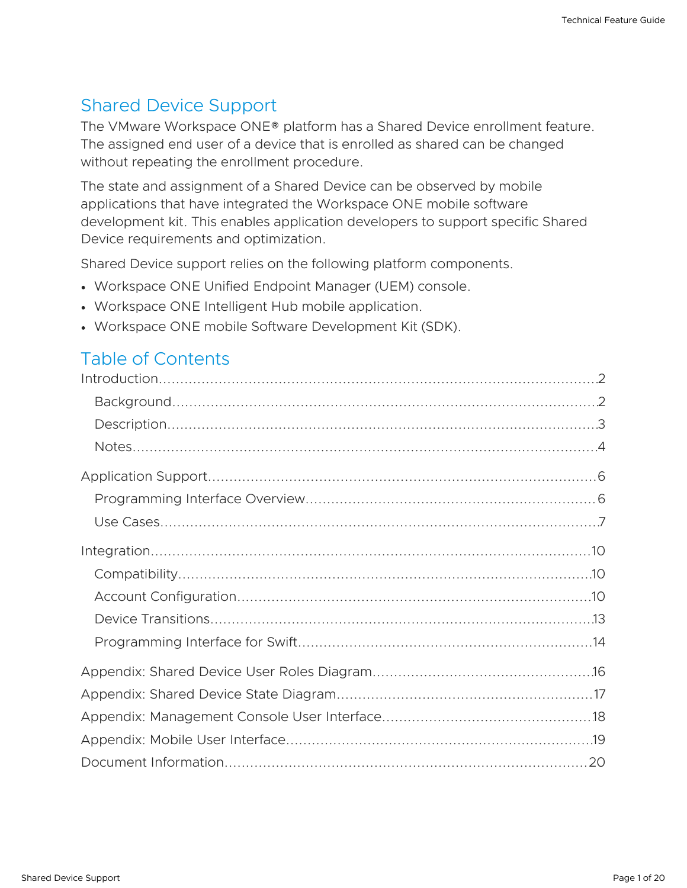# Shared Device Support

The VMware Workspace ONE® platform has a Shared Device enrollment feature. The assigned end user of a device that is enrolled as shared can be changed without repeating the enrollment procedure.

The state and assignment of a Shared Device can be observed by mobile applications that have integrated the Workspace ONE mobile software development kit. This enables application developers to support specific Shared Device requirements and optimization.

Shared Device support relies on the following platform components.

- Workspace ONE Unified Endpoint Manager (UEM) console.
- Workspace ONE Intelligent Hub mobile application.
- Workspace ONE mobile Software Development Kit (SDK).

## Table of Contents

- Introduction.....2
  - Background.....2
  - Description.....3
  - Notes.....4
- Application Support.....6
  - Programming Interface Overview.....6
  - Use Cases.....7
- Integration.....10
  - Compatibility.....10
  - Account Configuration.....10
  - Device Transitions.....13
  - Programming Interface for Swift.....14
- Appendix: Shared Device User Roles Diagram.....16
- Appendix: Shared Device State Diagram.....17
- Appendix: Management Console User Interface.....18
- Appendix: Mobile User Interface.....19
- Document Information.....20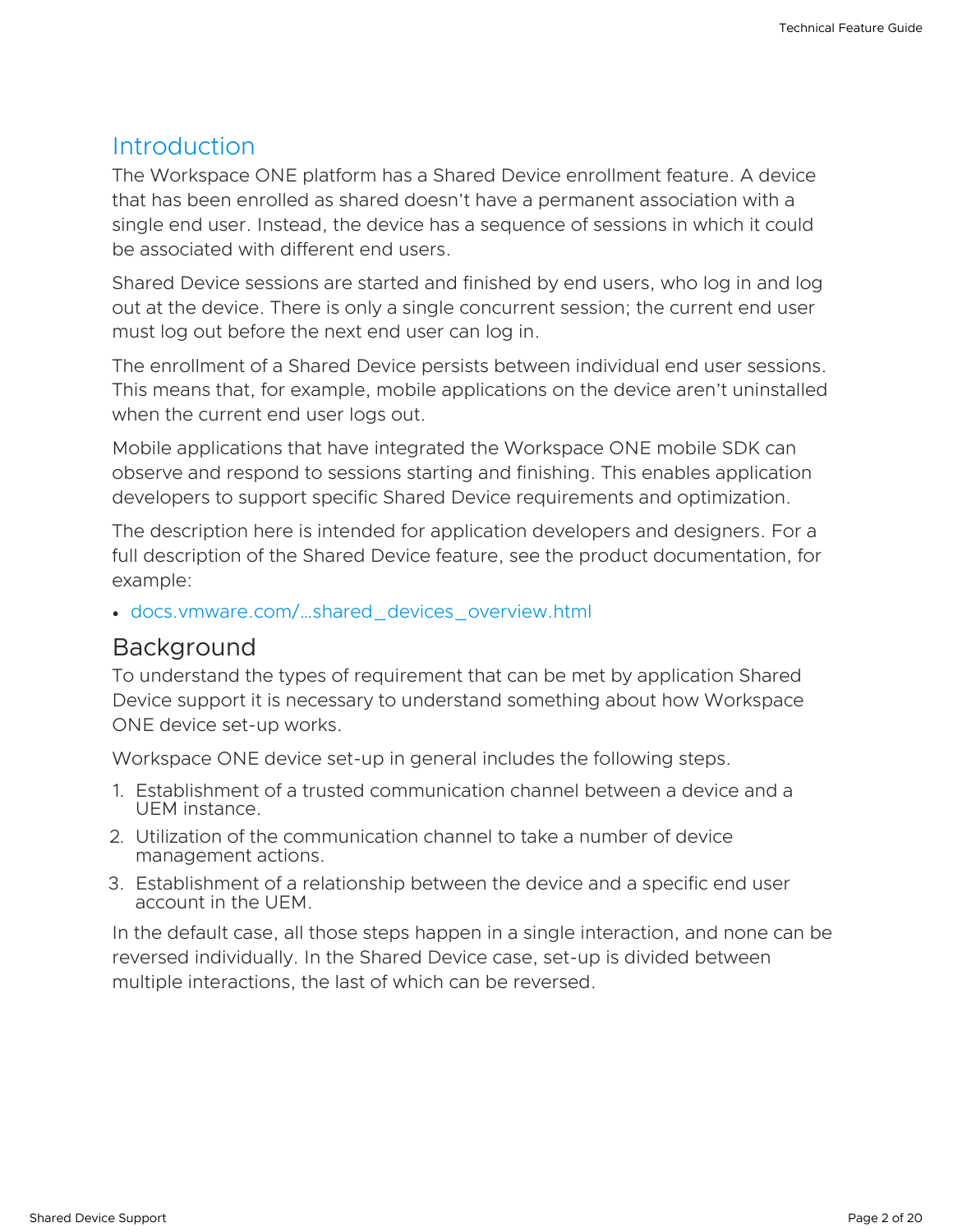## Introduction

The Workspace ONE platform has a Shared Device enrollment feature. A device that has been enrolled as shared doesn't have a permanent association with a single end user. Instead, the device has a sequence of sessions in which it could be associated with different end users.

Shared Device sessions are started and finished by end users, who log in and log out at the device. There is only a single concurrent session; the current end user must log out before the next end user can log in.

The enrollment of a Shared Device persists between individual end user sessions. This means that, for example, mobile applications on the device aren't uninstalled when the current end user logs out.

Mobile applications that have integrated the Workspace ONE mobile SDK can observe and respond to sessions starting and finishing. This enables application developers to support specific Shared Device requirements and optimization.

The description here is intended for application developers and designers. For a full description of the Shared Device feature, see the product documentation, for example:

- docs.vmware.com/…shared_devices_overview.html

### Background

To understand the types of requirement that can be met by application Shared Device support it is necessary to understand something about how Workspace ONE device set-up works.

Workspace ONE device set-up in general includes the following steps.

1. Establishment of a trusted communication channel between a device and a UEM instance.
2. Utilization of the communication channel to take a number of device management actions.
3. Establishment of a relationship between the device and a specific end user account in the UEM.

In the default case, all those steps happen in a single interaction, and none can be reversed individually. In the Shared Device case, set-up is divided between multiple interactions, the last of which can be reversed.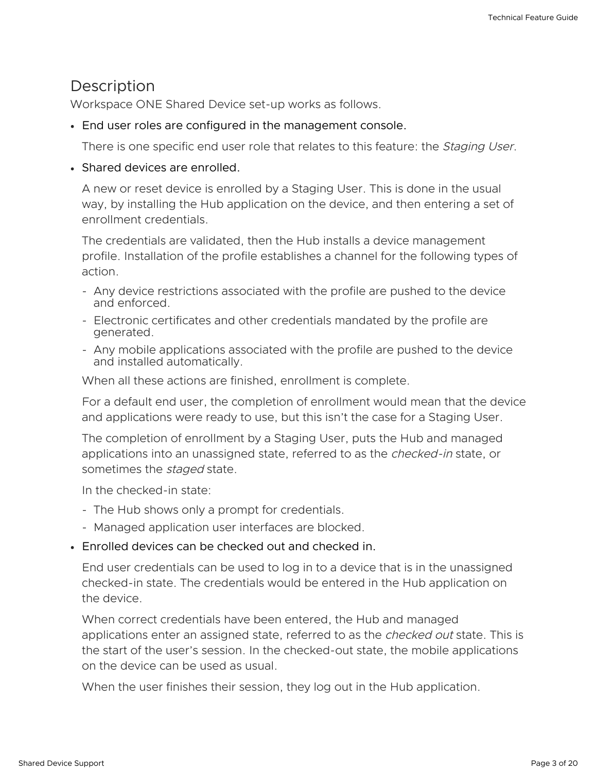## Description

Workspace ONE Shared Device set-up works as follows.

- End user roles are configured in the management console.

  There is one specific end user role that relates to this feature: the *Staging User*.

- Shared devices are enrolled.

  A new or reset device is enrolled by a Staging User. This is done in the usual way, by installing the Hub application on the device, and then entering a set of enrollment credentials.

  The credentials are validated, then the Hub installs a device management profile. Installation of the profile establishes a channel for the following types of action.

  - Any device restrictions associated with the profile are pushed to the device and enforced.
  - Electronic certificates and other credentials mandated by the profile are generated.
  - Any mobile applications associated with the profile are pushed to the device and installed automatically.

  When all these actions are finished, enrollment is complete.

  For a default end user, the completion of enrollment would mean that the device and applications were ready to use, but this isn't the case for a Staging User.

  The completion of enrollment by a Staging User, puts the Hub and managed applications into an unassigned state, referred to as the *checked-in* state, or sometimes the *staged* state.

  In the checked-in state:

  - The Hub shows only a prompt for credentials.
  - Managed application user interfaces are blocked.

- Enrolled devices can be checked out and checked in.

  End user credentials can be used to log in to a device that is in the unassigned checked-in state. The credentials would be entered in the Hub application on the device.

  When correct credentials have been entered, the Hub and managed applications enter an assigned state, referred to as the *checked out* state. This is the start of the user's session. In the checked-out state, the mobile applications on the device can be used as usual.

  When the user finishes their session, they log out in the Hub application.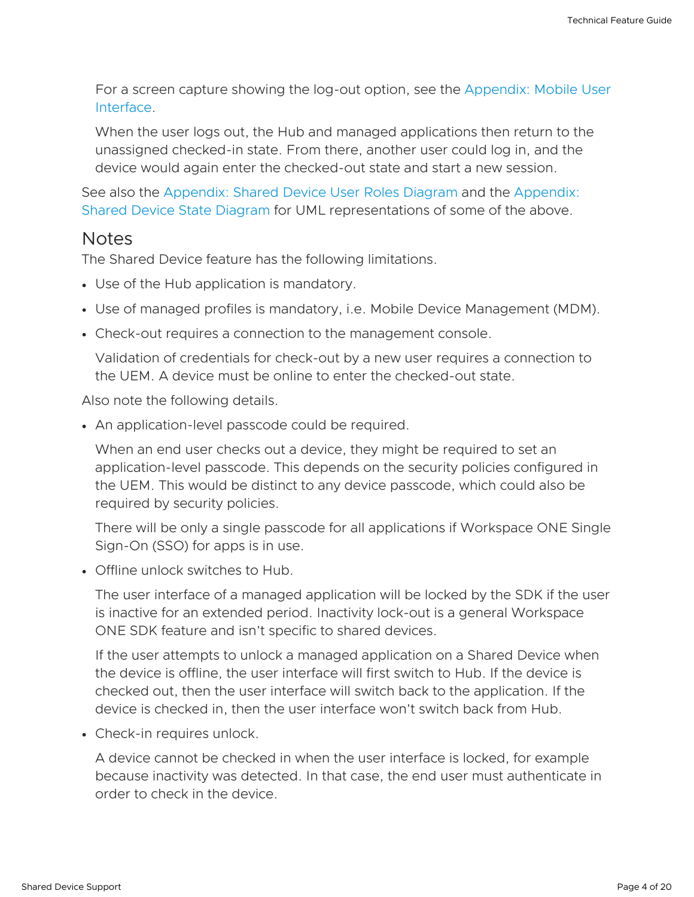For a screen capture showing the log-out option, see the Appendix: Mobile User Interface.

When the user logs out, the Hub and managed applications then return to the unassigned checked-in state. From there, another user could log in, and the device would again enter the checked-out state and start a new session.

See also the Appendix: Shared Device User Roles Diagram and the Appendix: Shared Device State Diagram for UML representations of some of the above.

## Notes

The Shared Device feature has the following limitations.

- Use of the Hub application is mandatory.
- Use of managed profiles is mandatory, i.e. Mobile Device Management (MDM).
- Check-out requires a connection to the management console.

  Validation of credentials for check-out by a new user requires a connection to the UEM. A device must be online to enter the checked-out state.

Also note the following details.

- An application-level passcode could be required.

  When an end user checks out a device, they might be required to set an application-level passcode. This depends on the security policies configured in the UEM. This would be distinct to any device passcode, which could also be required by security policies.

  There will be only a single passcode for all applications if Workspace ONE Single Sign-On (SSO) for apps is in use.

- Offline unlock switches to Hub.

  The user interface of a managed application will be locked by the SDK if the user is inactive for an extended period. Inactivity lock-out is a general Workspace ONE SDK feature and isn't specific to shared devices.

  If the user attempts to unlock a managed application on a Shared Device when the device is offline, the user interface will first switch to Hub. If the device is checked out, then the user interface will switch back to the application. If the device is checked in, then the user interface won't switch back from Hub.

- Check-in requires unlock.

  A device cannot be checked in when the user interface is locked, for example because inactivity was detected. In that case, the end user must authenticate in order to check in the device.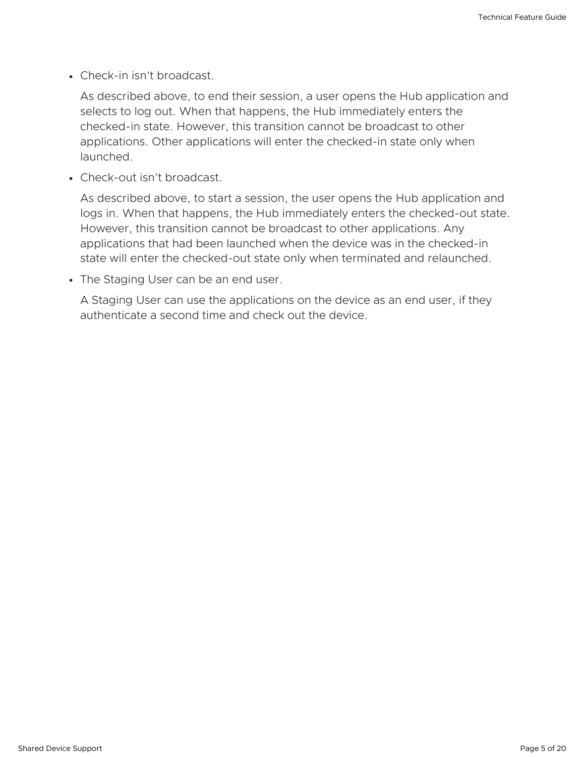- Check-in isn’t broadcast.

  As described above, to end their session, a user opens the Hub application and selects to log out. When that happens, the Hub immediately enters the checked-in state. However, this transition cannot be broadcast to other applications. Other applications will enter the checked-in state only when launched.

- Check-out isn’t broadcast.

  As described above, to start a session, the user opens the Hub application and logs in. When that happens, the Hub immediately enters the checked-out state. However, this transition cannot be broadcast to other applications. Any applications that had been launched when the device was in the checked-in state will enter the checked-out state only when terminated and relaunched.

- The Staging User can be an end user.

  A Staging User can use the applications on the device as an end user, if they authenticate a second time and check out the device.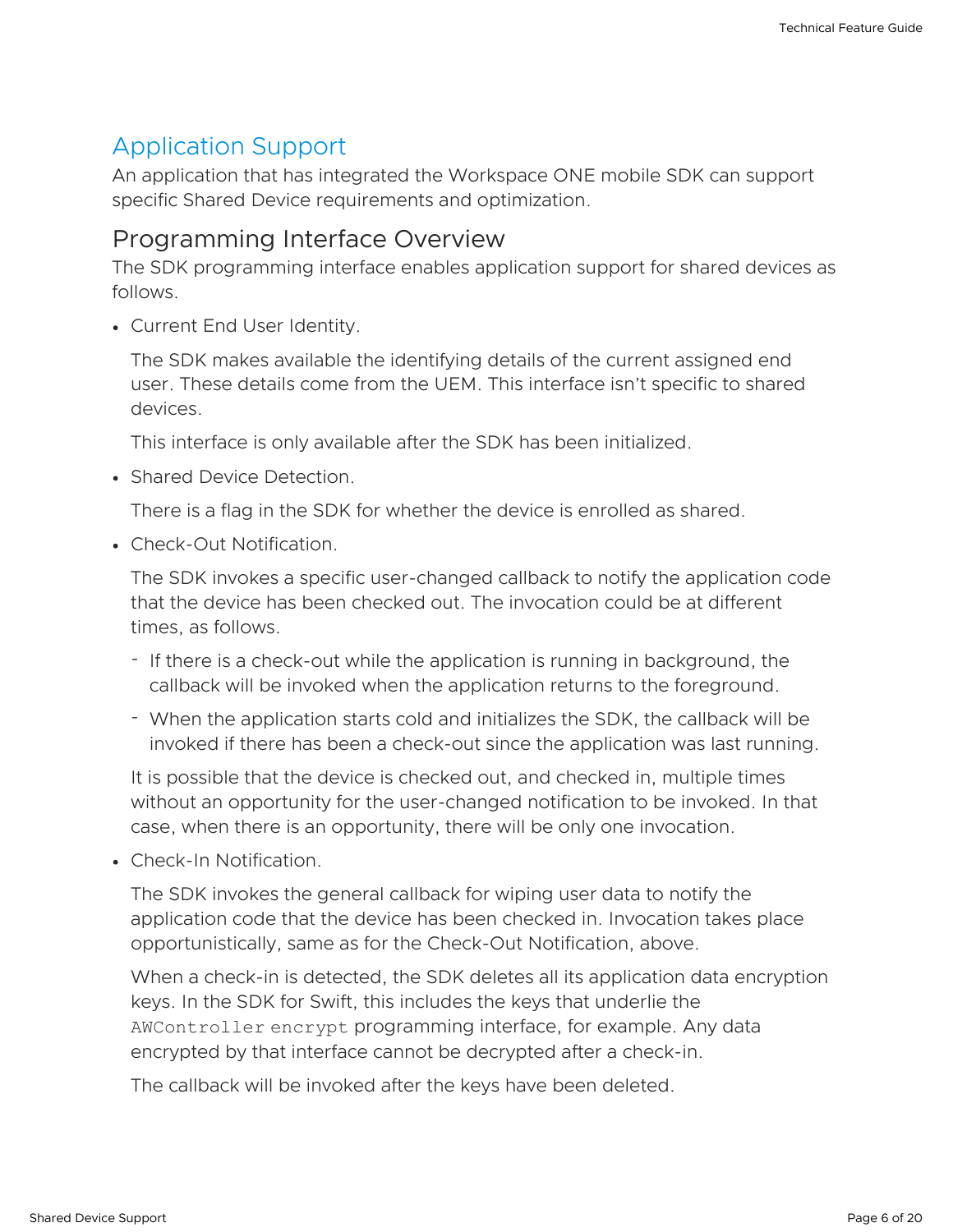# Application Support

An application that has integrated the Workspace ONE mobile SDK can support specific Shared Device requirements and optimization.

## Programming Interface Overview

The SDK programming interface enables application support for shared devices as follows.

- Current End User Identity.

  The SDK makes available the identifying details of the current assigned end user. These details come from the UEM. This interface isn't specific to shared devices.

  This interface is only available after the SDK has been initialized.

- Shared Device Detection.

  There is a flag in the SDK for whether the device is enrolled as shared.

- Check-Out Notification.

  The SDK invokes a specific user-changed callback to notify the application code that the device has been checked out. The invocation could be at different times, as follows.

  - If there is a check-out while the application is running in background, the callback will be invoked when the application returns to the foreground.
  - When the application starts cold and initializes the SDK, the callback will be invoked if there has been a check-out since the application was last running.

  It is possible that the device is checked out, and checked in, multiple times without an opportunity for the user-changed notification to be invoked. In that case, when there is an opportunity, there will be only one invocation.

- Check-In Notification.

  The SDK invokes the general callback for wiping user data to notify the application code that the device has been checked in. Invocation takes place opportunistically, same as for the Check-Out Notification, above.

  When a check-in is detected, the SDK deletes all its application data encryption keys. In the SDK for Swift, this includes the keys that underlie the `AWController encrypt` programming interface, for example. Any data encrypted by that interface cannot be decrypted after a check-in.

  The callback will be invoked after the keys have been deleted.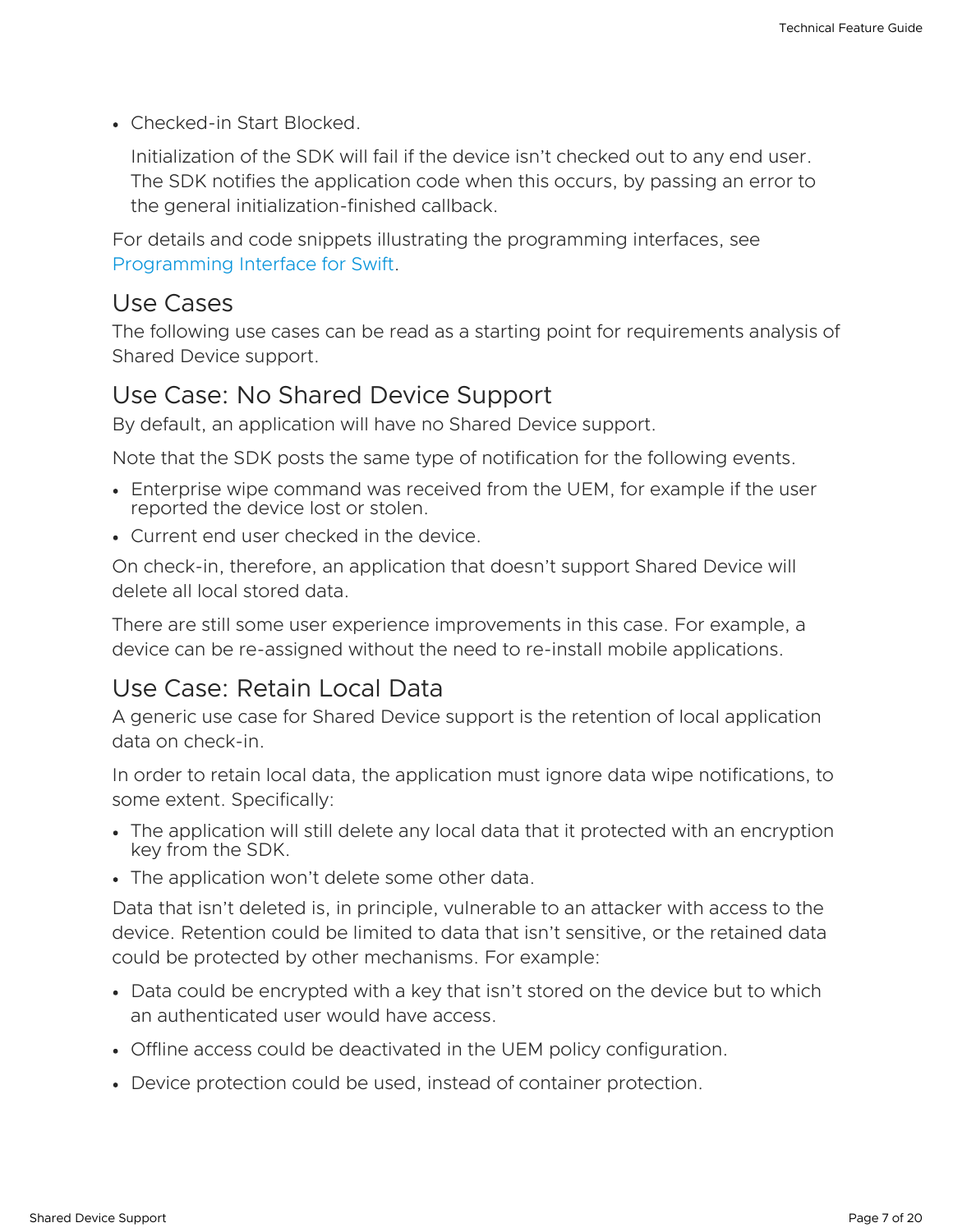- Checked-in Start Blocked.

  Initialization of the SDK will fail if the device isn't checked out to any end user. The SDK notifies the application code when this occurs, by passing an error to the general initialization-finished callback.

For details and code snippets illustrating the programming interfaces, see Programming Interface for Swift.

## Use Cases

The following use cases can be read as a starting point for requirements analysis of Shared Device support.

## Use Case: No Shared Device Support

By default, an application will have no Shared Device support.

Note that the SDK posts the same type of notification for the following events.

- Enterprise wipe command was received from the UEM, for example if the user reported the device lost or stolen.
- Current end user checked in the device.

On check-in, therefore, an application that doesn't support Shared Device will delete all local stored data.

There are still some user experience improvements in this case. For example, a device can be re-assigned without the need to re-install mobile applications.

## Use Case: Retain Local Data

A generic use case for Shared Device support is the retention of local application data on check-in.

In order to retain local data, the application must ignore data wipe notifications, to some extent. Specifically:

- The application will still delete any local data that it protected with an encryption key from the SDK.
- The application won't delete some other data.

Data that isn't deleted is, in principle, vulnerable to an attacker with access to the device. Retention could be limited to data that isn't sensitive, or the retained data could be protected by other mechanisms. For example:

- Data could be encrypted with a key that isn't stored on the device but to which an authenticated user would have access.
- Offline access could be deactivated in the UEM policy configuration.
- Device protection could be used, instead of container protection.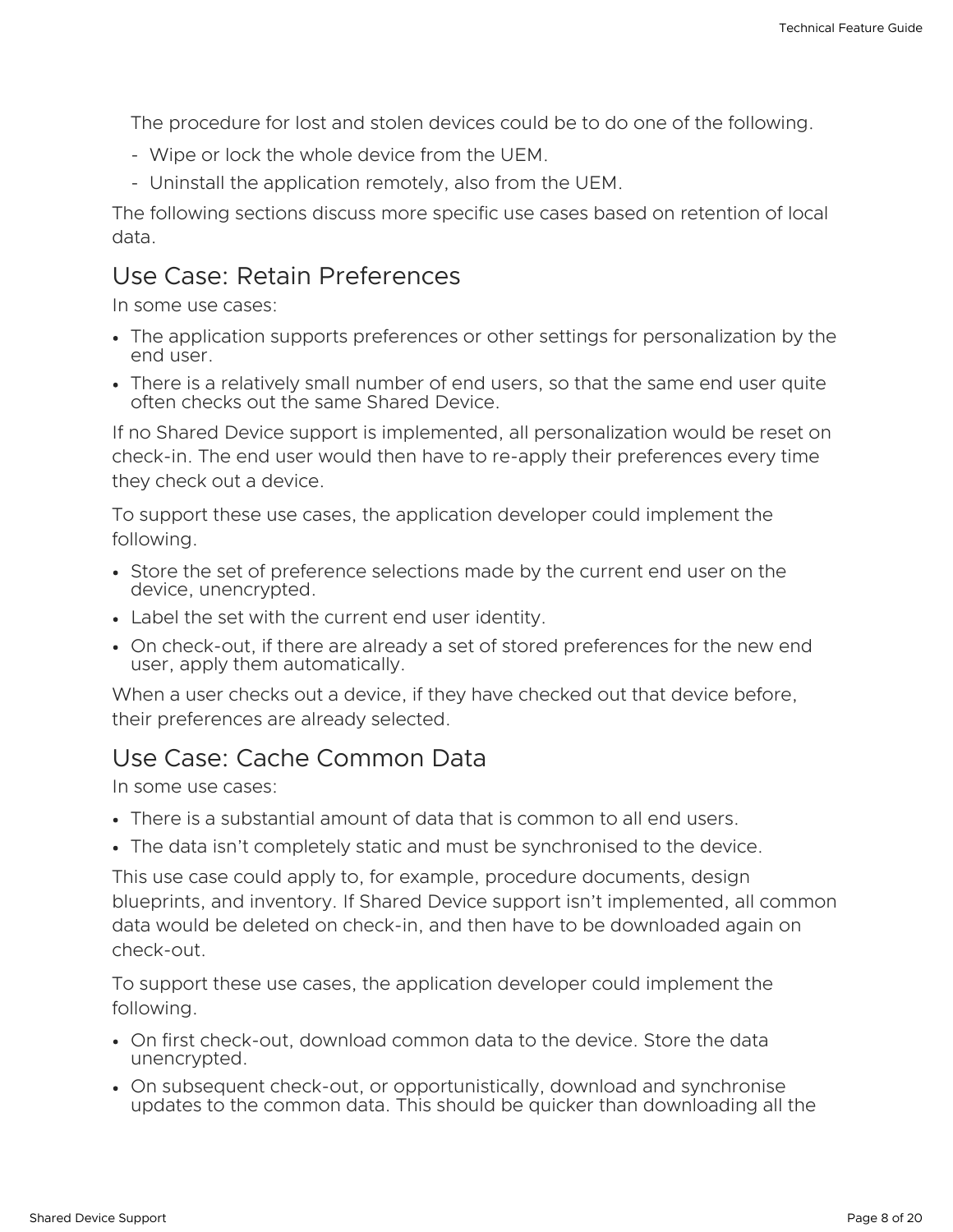The procedure for lost and stolen devices could be to do one of the following.

- Wipe or lock the whole device from the UEM.
- Uninstall the application remotely, also from the UEM.

The following sections discuss more specific use cases based on retention of local data.

## Use Case: Retain Preferences

In some use cases:

- The application supports preferences or other settings for personalization by the end user.
- There is a relatively small number of end users, so that the same end user quite often checks out the same Shared Device.

If no Shared Device support is implemented, all personalization would be reset on check-in. The end user would then have to re-apply their preferences every time they check out a device.

To support these use cases, the application developer could implement the following.

- Store the set of preference selections made by the current end user on the device, unencrypted.
- Label the set with the current end user identity.
- On check-out, if there are already a set of stored preferences for the new end user, apply them automatically.

When a user checks out a device, if they have checked out that device before, their preferences are already selected.

## Use Case: Cache Common Data

In some use cases:

- There is a substantial amount of data that is common to all end users.
- The data isn't completely static and must be synchronised to the device.

This use case could apply to, for example, procedure documents, design blueprints, and inventory. If Shared Device support isn't implemented, all common data would be deleted on check-in, and then have to be downloaded again on check-out.

To support these use cases, the application developer could implement the following.

- On first check-out, download common data to the device. Store the data unencrypted.
- On subsequent check-out, or opportunistically, download and synchronise updates to the common data. This should be quicker than downloading all the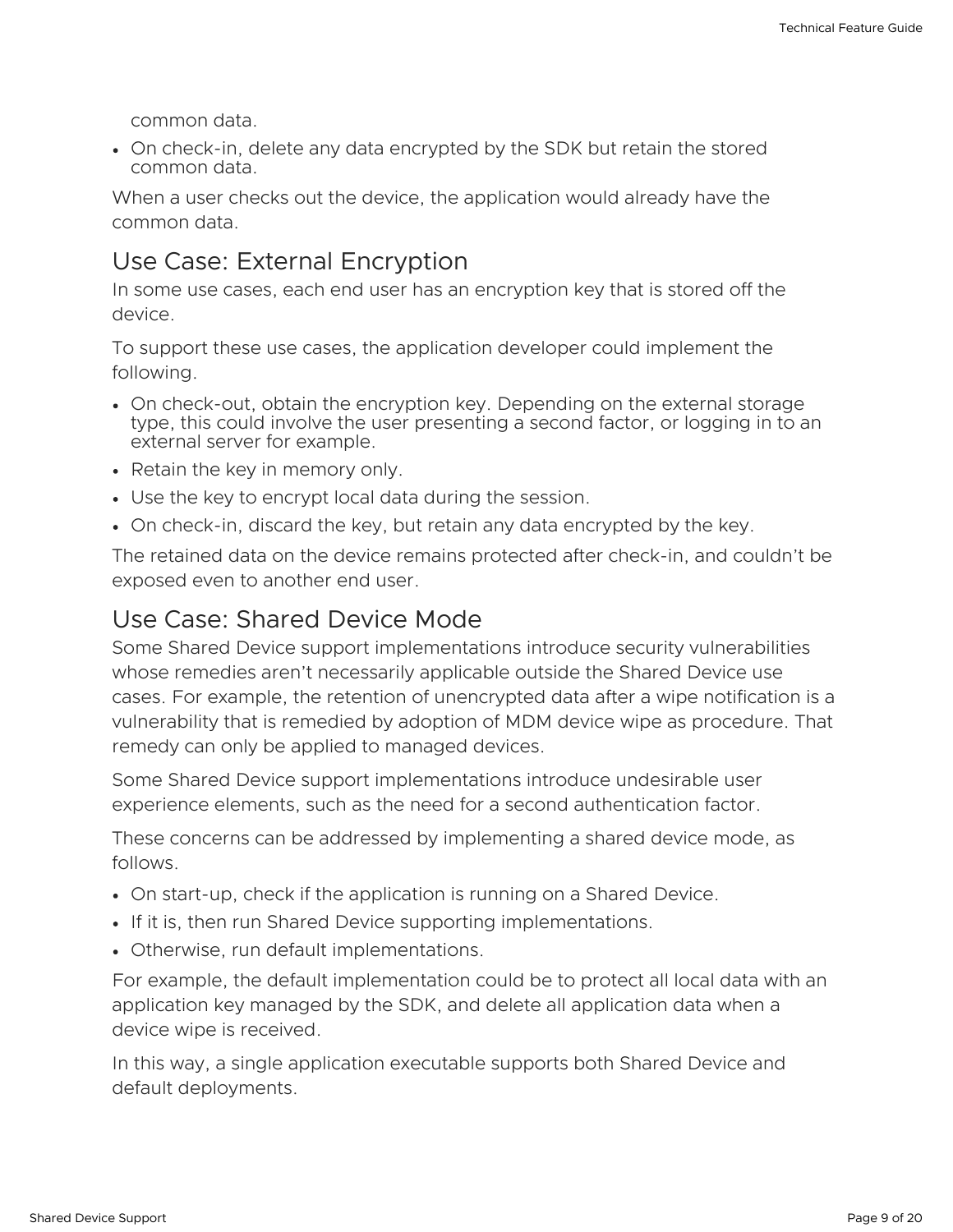common data.

- On check-in, delete any data encrypted by the SDK but retain the stored common data.

When a user checks out the device, the application would already have the common data.

## Use Case: External Encryption

In some use cases, each end user has an encryption key that is stored off the device.

To support these use cases, the application developer could implement the following.

- On check-out, obtain the encryption key. Depending on the external storage type, this could involve the user presenting a second factor, or logging in to an external server for example.
- Retain the key in memory only.
- Use the key to encrypt local data during the session.
- On check-in, discard the key, but retain any data encrypted by the key.

The retained data on the device remains protected after check-in, and couldn't be exposed even to another end user.

## Use Case: Shared Device Mode

Some Shared Device support implementations introduce security vulnerabilities whose remedies aren't necessarily applicable outside the Shared Device use cases. For example, the retention of unencrypted data after a wipe notification is a vulnerability that is remedied by adoption of MDM device wipe as procedure. That remedy can only be applied to managed devices.

Some Shared Device support implementations introduce undesirable user experience elements, such as the need for a second authentication factor.

These concerns can be addressed by implementing a shared device mode, as follows.

- On start-up, check if the application is running on a Shared Device.
- If it is, then run Shared Device supporting implementations.
- Otherwise, run default implementations.

For example, the default implementation could be to protect all local data with an application key managed by the SDK, and delete all application data when a device wipe is received.

In this way, a single application executable supports both Shared Device and default deployments.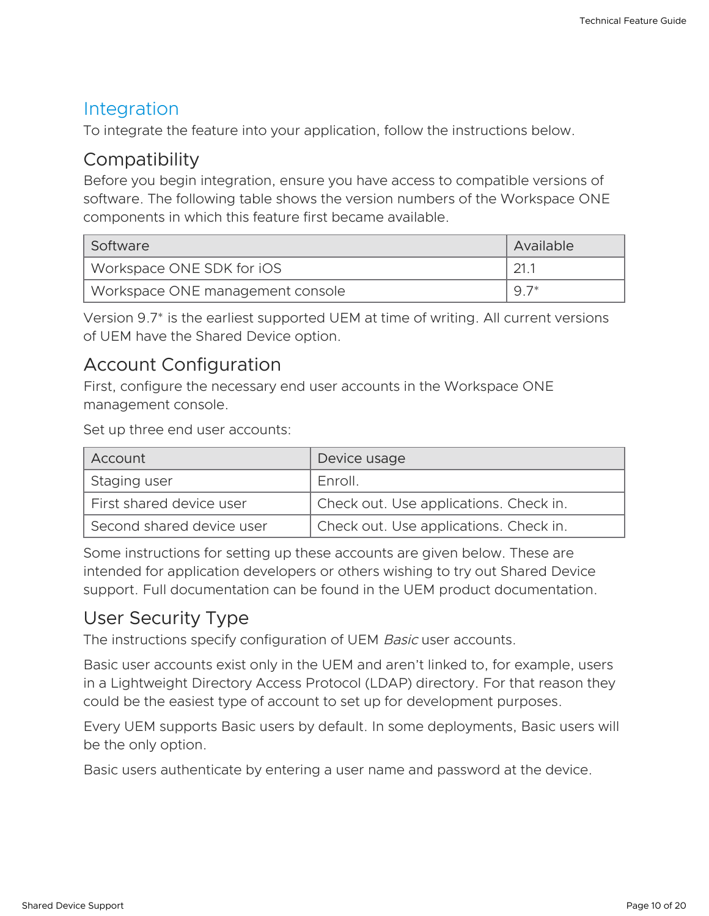## Integration

To integrate the feature into your application, follow the instructions below.

### Compatibility

Before you begin integration, ensure you have access to compatible versions of software. The following table shows the version numbers of the Workspace ONE components in which this feature first became available.

| Software | Available |
| --- | --- |
| Workspace ONE SDK for iOS | 21.1 |
| Workspace ONE management console | 9.7* |

Version 9.7* is the earliest supported UEM at time of writing. All current versions of UEM have the Shared Device option.

### Account Configuration

First, configure the necessary end user accounts in the Workspace ONE management console.

Set up three end user accounts:

| Account | Device usage |
| --- | --- |
| Staging user | Enroll. |
| First shared device user | Check out. Use applications. Check in. |
| Second shared device user | Check out. Use applications. Check in. |

Some instructions for setting up these accounts are given below. These are intended for application developers or others wishing to try out Shared Device support. Full documentation can be found in the UEM product documentation.

### User Security Type

The instructions specify configuration of UEM *Basic* user accounts.

Basic user accounts exist only in the UEM and aren't linked to, for example, users in a Lightweight Directory Access Protocol (LDAP) directory. For that reason they could be the easiest type of account to set up for development purposes.

Every UEM supports Basic users by default. In some deployments, Basic users will be the only option.

Basic users authenticate by entering a user name and password at the device.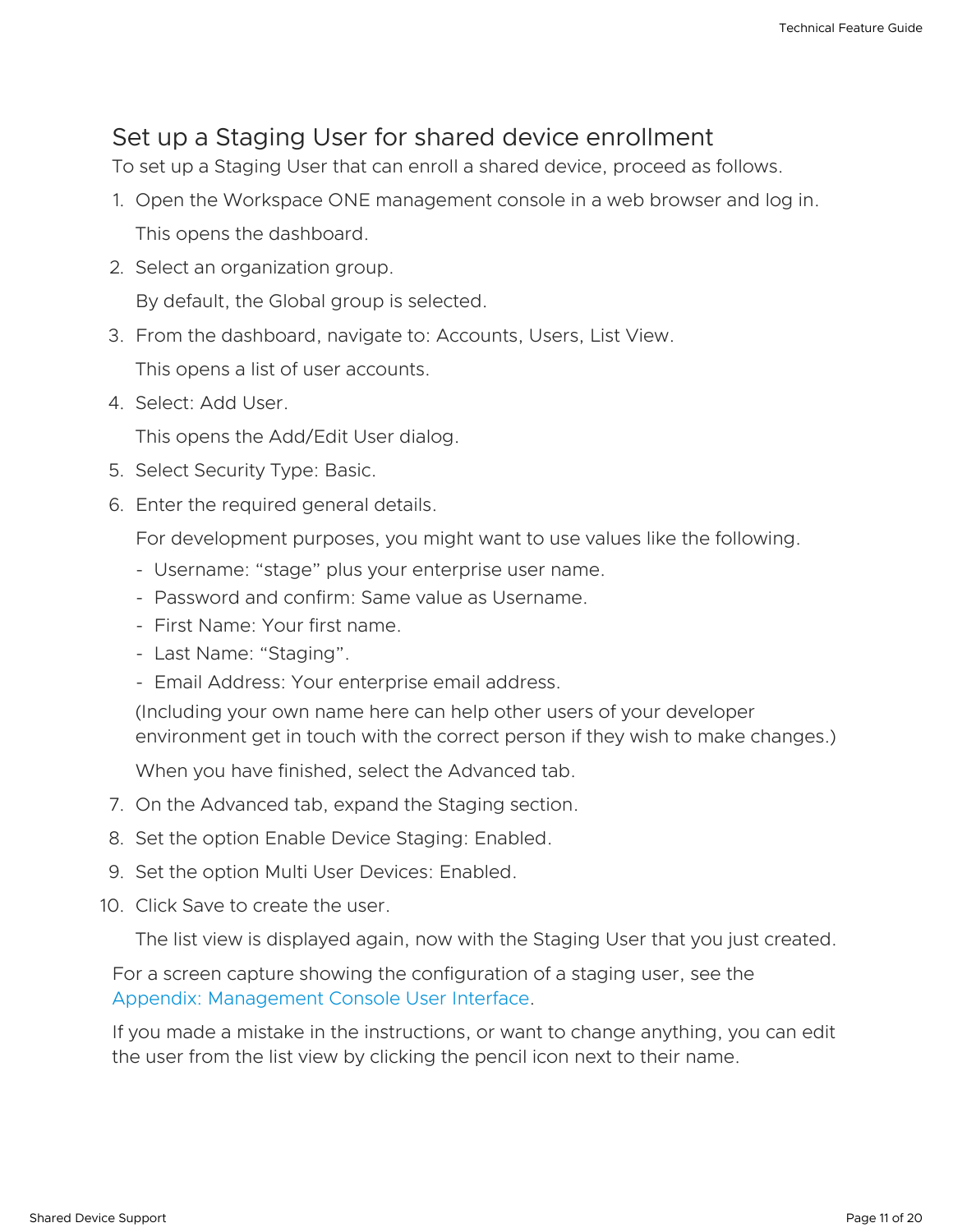## Set up a Staging User for shared device enrollment

To set up a Staging User that can enroll a shared device, proceed as follows.

1. Open the Workspace ONE management console in a web browser and log in.

   This opens the dashboard.

2. Select an organization group.

   By default, the Global group is selected.

3. From the dashboard, navigate to: Accounts, Users, List View.

   This opens a list of user accounts.

4. Select: Add User.

   This opens the Add/Edit User dialog.

5. Select Security Type: Basic.

6. Enter the required general details.

   For development purposes, you might want to use values like the following.

   - Username: “stage” plus your enterprise user name.
   - Password and confirm: Same value as Username.
   - First Name: Your first name.
   - Last Name: “Staging”.
   - Email Address: Your enterprise email address.

   (Including your own name here can help other users of your developer environment get in touch with the correct person if they wish to make changes.)

   When you have finished, select the Advanced tab.

7. On the Advanced tab, expand the Staging section.

8. Set the option Enable Device Staging: Enabled.

9. Set the option Multi User Devices: Enabled.

10. Click Save to create the user.

    The list view is displayed again, now with the Staging User that you just created.

For a screen capture showing the configuration of a staging user, see the Appendix: Management Console User Interface.

If you made a mistake in the instructions, or want to change anything, you can edit the user from the list view by clicking the pencil icon next to their name.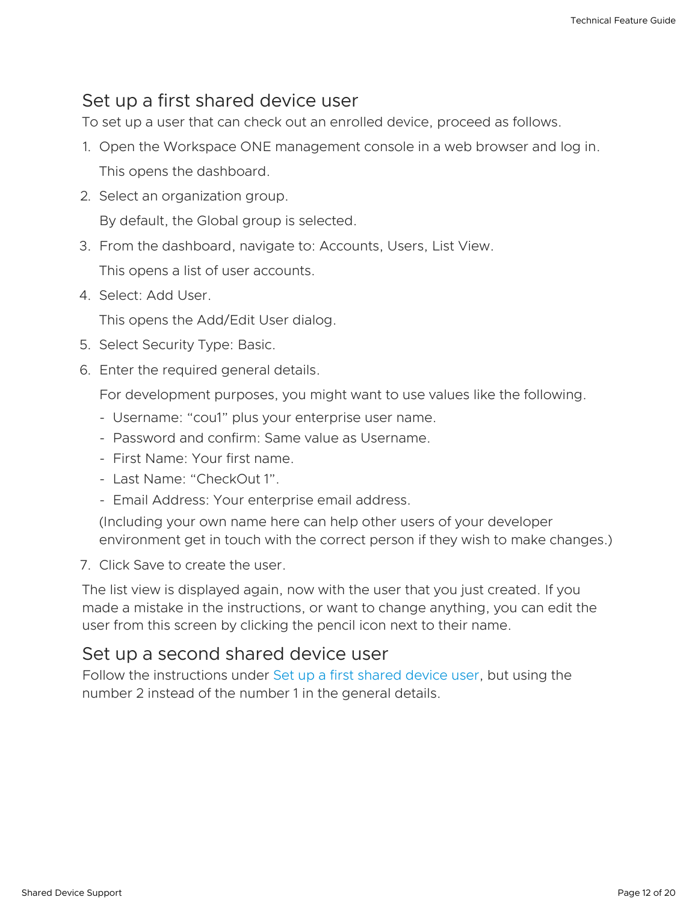## Set up a first shared device user

To set up a user that can check out an enrolled device, proceed as follows.

1. Open the Workspace ONE management console in a web browser and log in.

   This opens the dashboard.

2. Select an organization group.

   By default, the Global group is selected.

3. From the dashboard, navigate to: Accounts, Users, List View.

   This opens a list of user accounts.

4. Select: Add User.

   This opens the Add/Edit User dialog.

5. Select Security Type: Basic.

6. Enter the required general details.

   For development purposes, you might want to use values like the following.

   - Username: “cou1” plus your enterprise user name.
   - Password and confirm: Same value as Username.
   - First Name: Your first name.
   - Last Name: “CheckOut 1”.
   - Email Address: Your enterprise email address.

   (Including your own name here can help other users of your developer environment get in touch with the correct person if they wish to make changes.)

7. Click Save to create the user.

The list view is displayed again, now with the user that you just created. If you made a mistake in the instructions, or want to change anything, you can edit the user from this screen by clicking the pencil icon next to their name.

## Set up a second shared device user

Follow the instructions under Set up a first shared device user, but using the number 2 instead of the number 1 in the general details.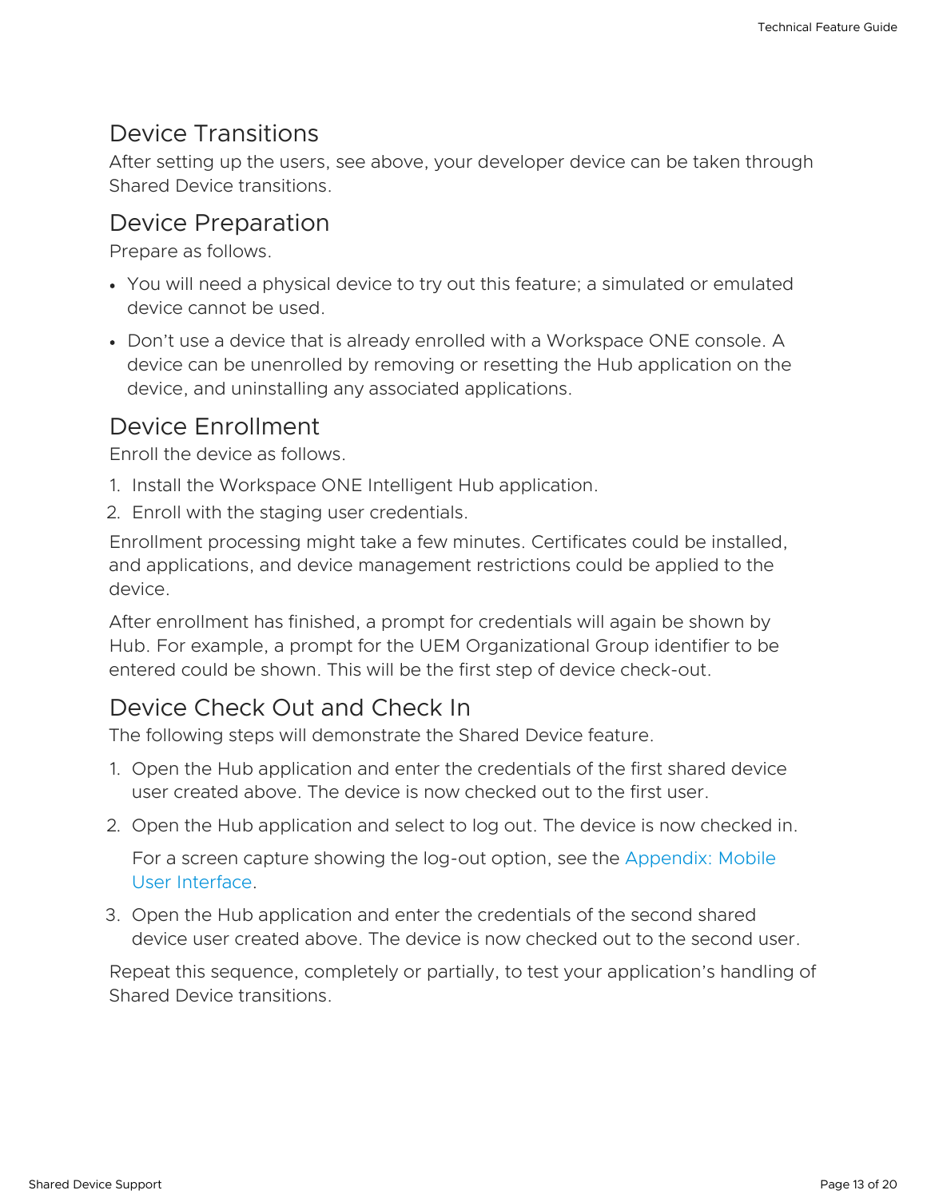## Device Transitions

After setting up the users, see above, your developer device can be taken through Shared Device transitions.

## Device Preparation

Prepare as follows.

- You will need a physical device to try out this feature; a simulated or emulated device cannot be used.
- Don't use a device that is already enrolled with a Workspace ONE console. A device can be unenrolled by removing or resetting the Hub application on the device, and uninstalling any associated applications.

## Device Enrollment

Enroll the device as follows.

1. Install the Workspace ONE Intelligent Hub application.
2. Enroll with the staging user credentials.

Enrollment processing might take a few minutes. Certificates could be installed, and applications, and device management restrictions could be applied to the device.

After enrollment has finished, a prompt for credentials will again be shown by Hub. For example, a prompt for the UEM Organizational Group identifier to be entered could be shown. This will be the first step of device check-out.

## Device Check Out and Check In

The following steps will demonstrate the Shared Device feature.

1. Open the Hub application and enter the credentials of the first shared device user created above. The device is now checked out to the first user.
2. Open the Hub application and select to log out. The device is now checked in.

   For a screen capture showing the log-out option, see the Appendix: Mobile User Interface.

3. Open the Hub application and enter the credentials of the second shared device user created above. The device is now checked out to the second user.

Repeat this sequence, completely or partially, to test your application's handling of Shared Device transitions.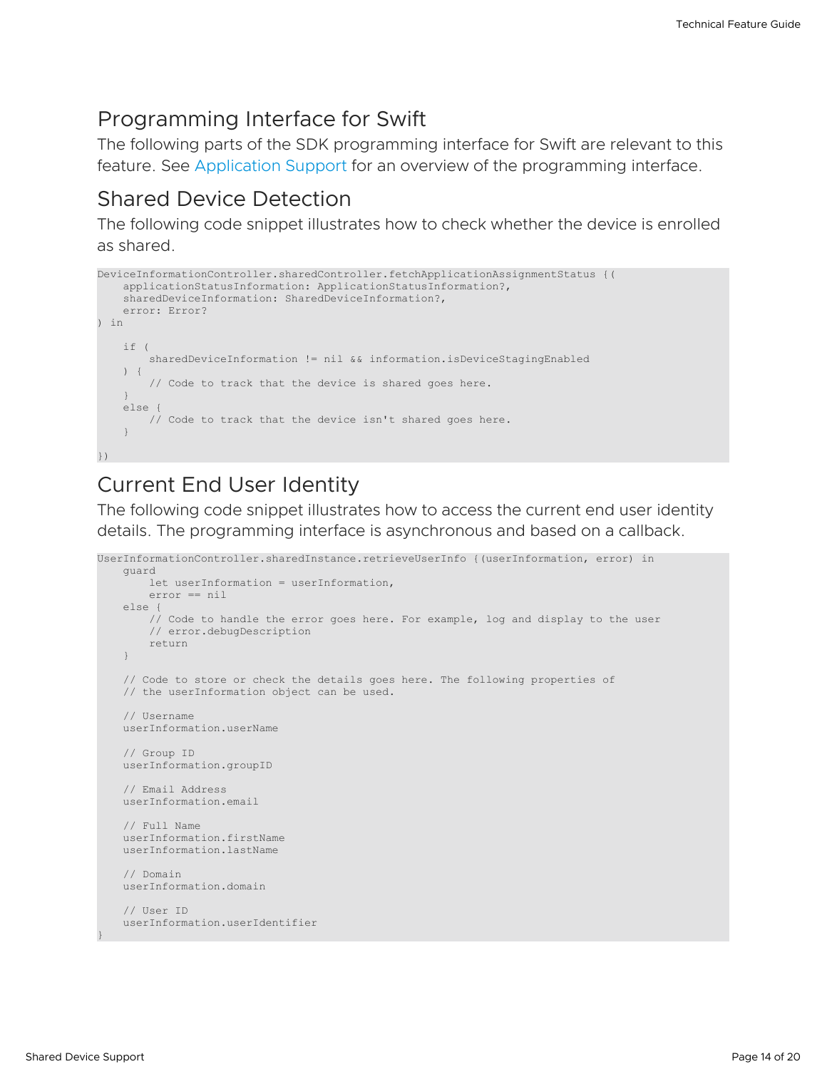## Programming Interface for Swift

The following parts of the SDK programming interface for Swift are relevant to this feature. See Application Support for an overview of the programming interface.

## Shared Device Detection

The following code snippet illustrates how to check whether the device is enrolled as shared.

```
DeviceInformationController.sharedController.fetchApplicationAssignmentStatus {(
    applicationStatusInformation: ApplicationStatusInformation?,
    sharedDeviceInformation: SharedDeviceInformation?,
    error: Error?
) in

    if (
        sharedDeviceInformation != nil && information.isDeviceStagingEnabled
    ) {
        // Code to track that the device is shared goes here.
    }
    else {
        // Code to track that the device isn't shared goes here.
    }

})
```

## Current End User Identity

The following code snippet illustrates how to access the current end user identity details. The programming interface is asynchronous and based on a callback.

```
UserInformationController.sharedInstance.retrieveUserInfo {(userInformation, error) in
    guard
        let userInformation = userInformation,
        error == nil
    else {
        // Code to handle the error goes here. For example, log and display to the user
        // error.debugDescription
        return
    }

    // Code to store or check the details goes here. The following properties of
    // the userInformation object can be used.

    // Username
    userInformation.userName

    // Group ID
    userInformation.groupID

    // Email Address
    userInformation.email

    // Full Name
    userInformation.firstName
    userInformation.lastName

    // Domain
    userInformation.domain

    // User ID
    userInformation.userIdentifier
}
```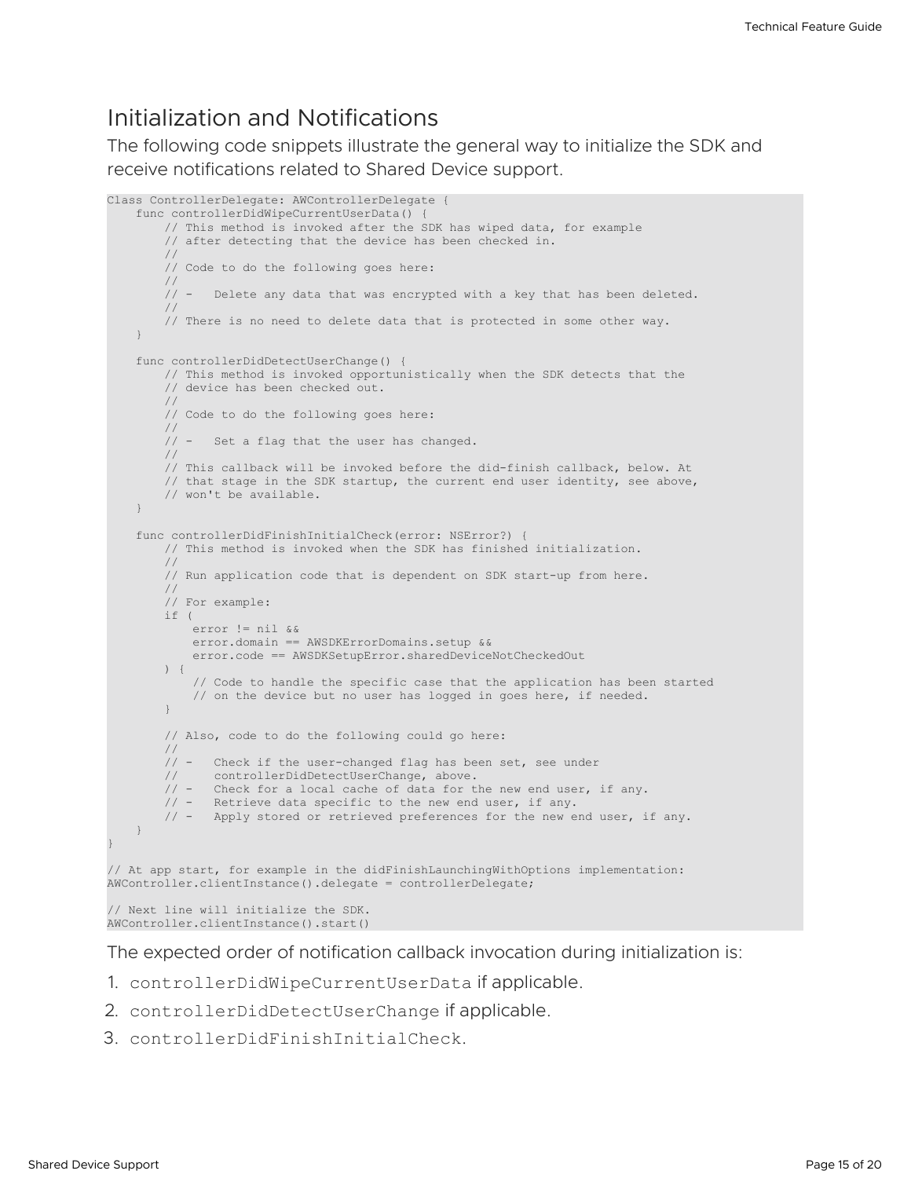## Initialization and Notifications

The following code snippets illustrate the general way to initialize the SDK and receive notifications related to Shared Device support.

```
Class ControllerDelegate: AWControllerDelegate {
    func controllerDidWipeCurrentUserData() {
        // This method is invoked after the SDK has wiped data, for example
        // after detecting that the device has been checked in.
        //
        // Code to do the following goes here:
        //
        // -   Delete any data that was encrypted with a key that has been deleted.
        //
        // There is no need to delete data that is protected in some other way.
    }

    func controllerDidDetectUserChange() {
        // This method is invoked opportunistically when the SDK detects that the
        // device has been checked out.
        //
        // Code to do the following goes here:
        //
        // -   Set a flag that the user has changed.
        //
        // This callback will be invoked before the did-finish callback, below. At
        // that stage in the SDK startup, the current end user identity, see above,
        // won't be available.
    }

    func controllerDidFinishInitialCheck(error: NSError?) {
        // This method is invoked when the SDK has finished initialization.
        //
        // Run application code that is dependent on SDK start-up from here.
        //
        // For example:
        if (
            error != nil &&
            error.domain == AWSDKErrorDomains.setup &&
            error.code == AWSDKSetupError.sharedDeviceNotCheckedOut
        ) {
            // Code to handle the specific case that the application has been started
            // on the device but no user has logged in goes here, if needed.
        }

        // Also, code to do the following could go here:
        //
        // -   Check if the user-changed flag has been set, see under
        //     controllerDidDetectUserChange, above.
        // -   Check for a local cache of data for the new end user, if any.
        // -   Retrieve data specific to the new end user, if any.
        // -   Apply stored or retrieved preferences for the new end user, if any.
    }
}

// At app start, for example in the didFinishLaunchingWithOptions implementation:
AWController.clientInstance().delegate = controllerDelegate;

// Next line will initialize the SDK.
AWController.clientInstance().start()
```

The expected order of notification callback invocation during initialization is:

1. `controllerDidWipeCurrentUserData` if applicable.
2. `controllerDidDetectUserChange` if applicable.
3. `controllerDidFinishInitialCheck`.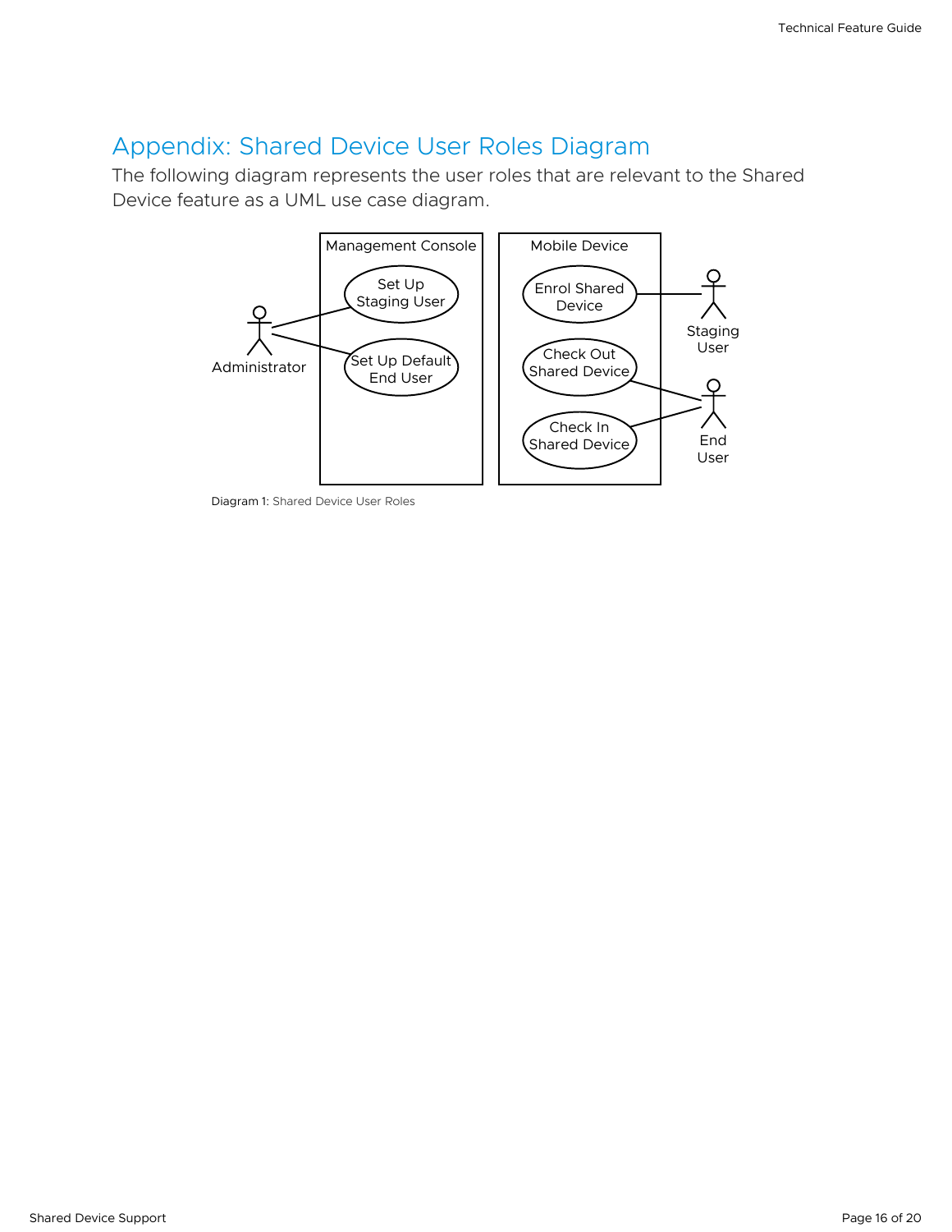# Appendix: Shared Device User Roles Diagram

The following diagram represents the user roles that are relevant to the Shared Device feature as a UML use case diagram.

Diagram 1: Shared Device User Roles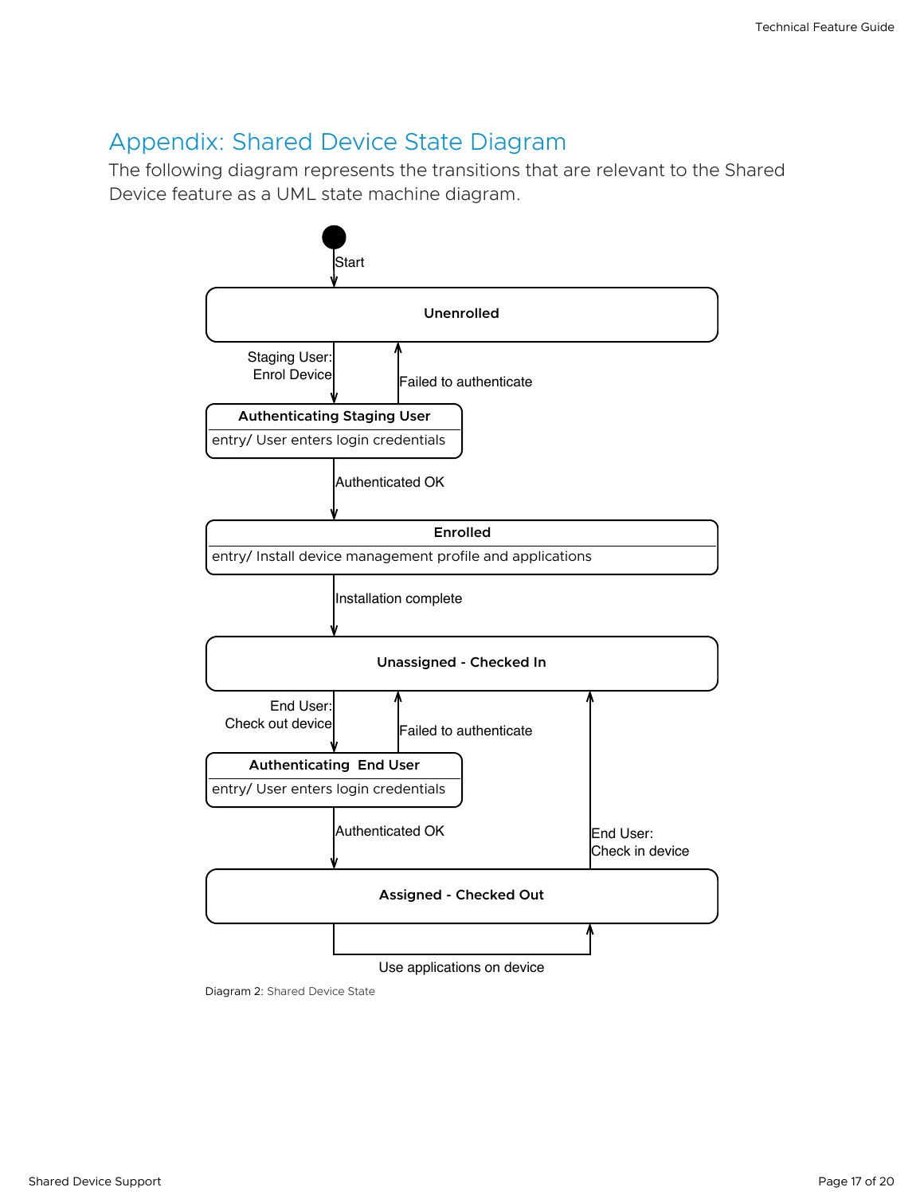# Appendix: Shared Device State Diagram

The following diagram represents the transitions that are relevant to the Shared Device feature as a UML state machine diagram.

Start

**Unenrolled**

Staging User: Enrol Device

Failed to authenticate

**Authenticating Staging User**

entry/ User enters login credentials

Authenticated OK

**Enrolled**

entry/ Install device management profile and applications

Installation complete

**Unassigned - Checked In**

End User: Check out device

Failed to authenticate

**Authenticating End User**

entry/ User enters login credentials

Authenticated OK

End User: Check in device

**Assigned - Checked Out**

Use applications on device

Diagram 2: Shared Device State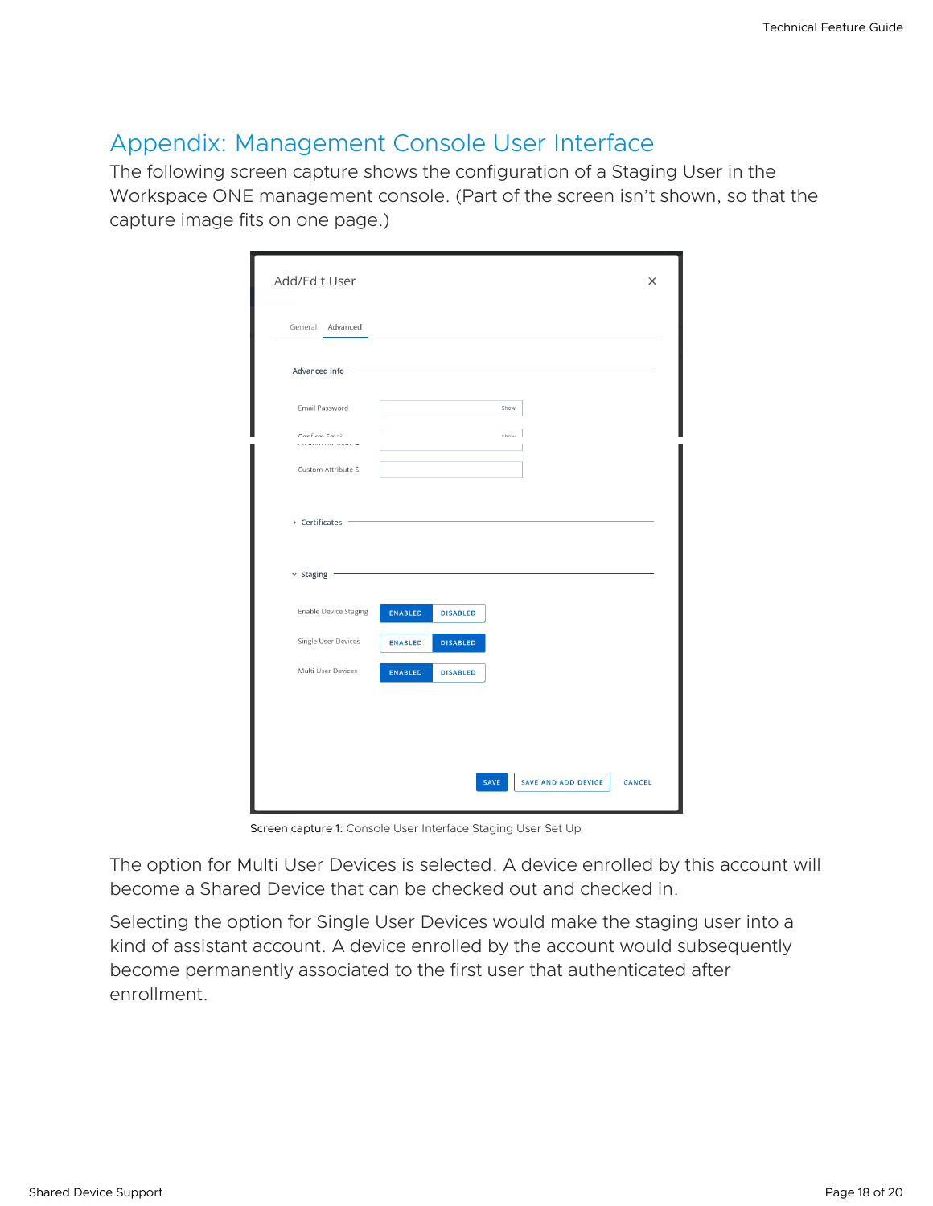## Appendix: Management Console User Interface

The following screen capture shows the configuration of a Staging User in the Workspace ONE management console. (Part of the screen isn't shown, so that the capture image fits on one page.)

Add/Edit User

General | Advanced

**Advanced Info**

Email Password

Confirm Email

Custom Attribute 4

Custom Attribute 5

› Certificates

⌄ Staging

| Setting | | |
|---|---|---|
| Enable Device Staging | ENABLED | DISABLED |
| Single User Devices | ENABLED | DISABLED |
| Multi User Devices | ENABLED | DISABLED |

SAVE | SAVE AND ADD DEVICE | CANCEL

Screen capture 1: Console User Interface Staging User Set Up

The option for Multi User Devices is selected. A device enrolled by this account will become a Shared Device that can be checked out and checked in.

Selecting the option for Single User Devices would make the staging user into a kind of assistant account. A device enrolled by the account would subsequently become permanently associated to the first user that authenticated after enrollment.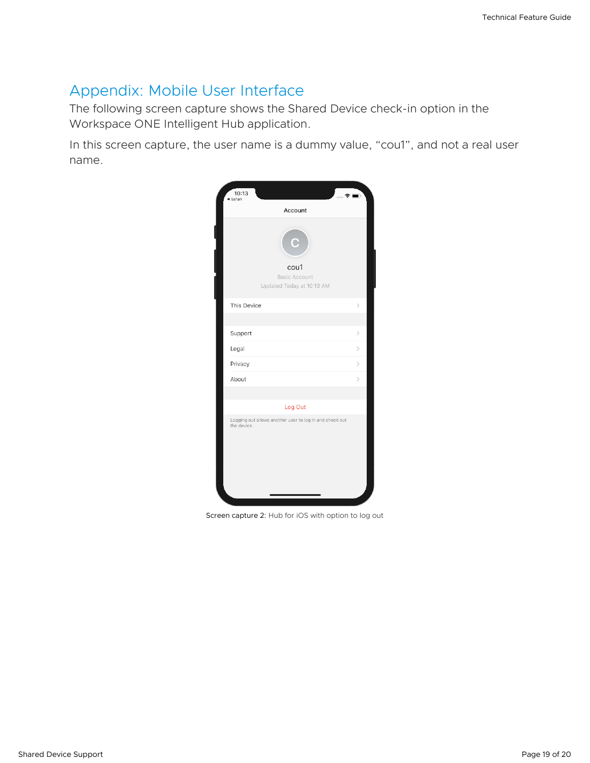# Appendix: Mobile User Interface

The following screen capture shows the Shared Device check-in option in the Workspace ONE Intelligent Hub application.

In this screen capture, the user name is a dummy value, “cou1”, and not a real user name.

Screen capture 2: Hub for iOS with option to log out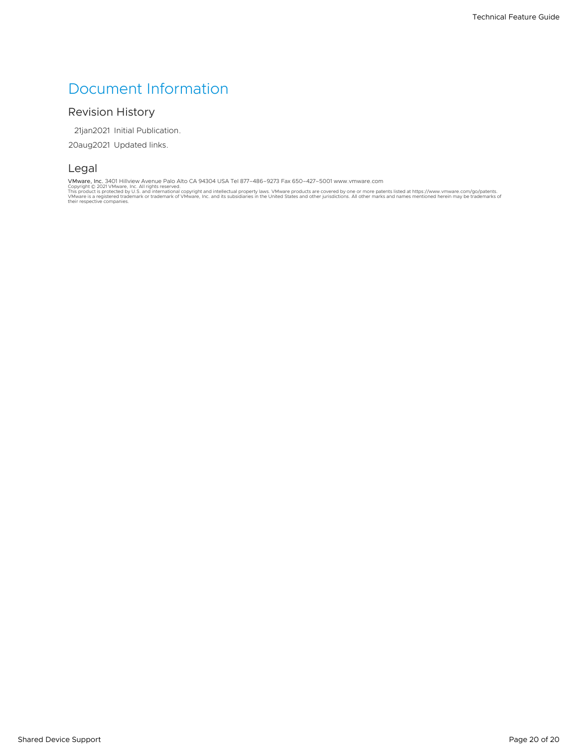# Document Information

## Revision History

| | |
|---|---|
| 21jan2021 | Initial Publication. |
| 20aug2021 | Updated links. |

## Legal

**VMware, Inc.** 3401 Hillview Avenue Palo Alto CA 94304 USA Tel 877-486-9273 Fax 650-427-5001 www.vmware.com
Copyright © 2021 VMware, Inc. All rights reserved.
This product is protected by U.S. and international copyright and intellectual property laws. VMware products are covered by one or more patents listed at https://www.vmware.com/go/patents.
VMware is a registered trademark or trademark of VMware, Inc. and its subsidiaries in the United States and other jurisdictions. All other marks and names mentioned herein may be trademarks of their respective companies.